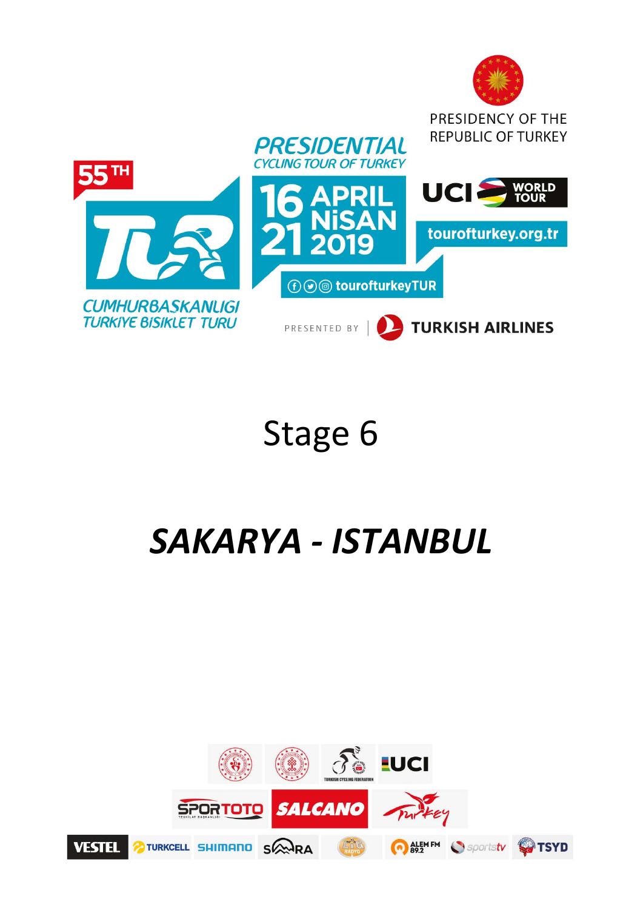PRESIDENCY OF THE REPUBLIC OF TURKEY

55TH

**PRESIDENTIAL CYCLING TOUR OF TURKEY**

16 - 21 APRIL NİSAN 2019

UCI WORLD TOUR

tourofturkey.org.tr

tourofturkeyTUR

CUMHURBAŞKANLIĞI TÜRKİYE BİSİKLET TURU

PRESENTED BY | TURKISH AIRLINES

# Stage 6

# *SAKARYA - ISTANBUL*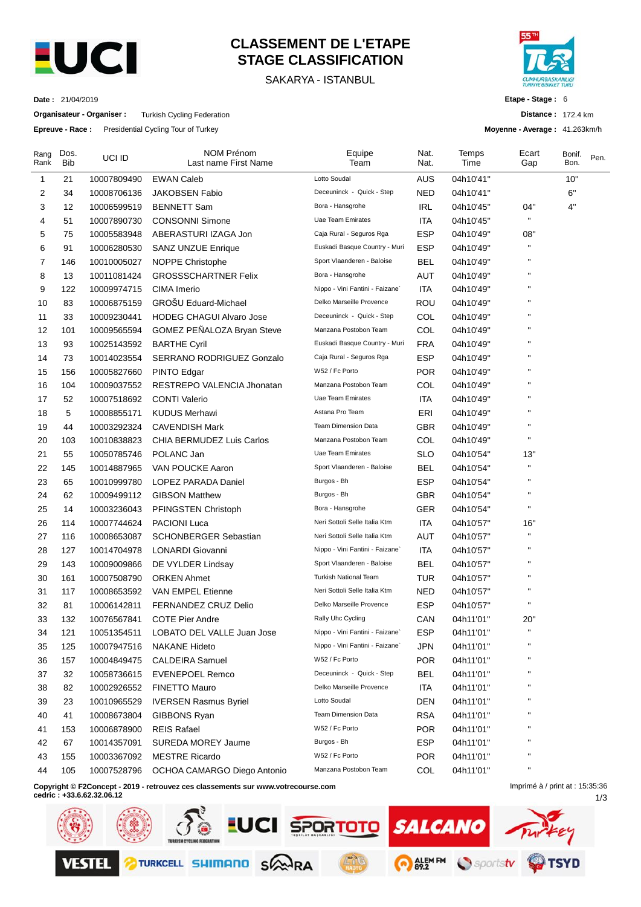# CLASSEMENT DE L'ETAPE
# STAGE CLASSIFICATION

SAKARYA - ISTANBUL

**Date :** 21/04/2019

**Organisateur - Organiser :** Turkish Cycling Federation

**Epreuve - Race :** Presidential Cycling Tour of Turkey

**Etape - Stage :** 6

**Distance :** 172.4 km

**Moyenne - Average :** 41.263km/h

| Rang Rank | Dos. Bib | UCI ID | NOM Prénom Last name First Name | Equipe Team | Nat. Nat. | Temps Time | Ecart Gap | Bonif. Bon. | Pen. |
|---|---|---|---|---|---|---|---|---|---|
| 1 | 21 | 10007809490 | EWAN Caleb | Lotto Soudal | AUS | 04h10'41'' | | 10'' | |
| 2 | 34 | 10008706136 | JAKOBSEN Fabio | Deceuninck - Quick - Step | NED | 04h10'41'' | | 6'' | |
| 3 | 12 | 10006599519 | BENNETT Sam | Bora - Hansgrohe | IRL | 04h10'45'' | 04'' | 4'' | |
| 4 | 51 | 10007890730 | CONSONNI Simone | Uae Team Emirates | ITA | 04h10'45'' | " | | |
| 5 | 75 | 10005583948 | ABERASTURI IZAGA Jon | Caja Rural - Seguros Rga | ESP | 04h10'49'' | 08'' | | |
| 6 | 91 | 10006280530 | SANZ UNZUE Enrique | Euskadi Basque Country - Muri | ESP | 04h10'49'' | " | | |
| 7 | 146 | 10010005027 | NOPPE Christophe | Sport Vlaanderen - Baloise | BEL | 04h10'49'' | " | | |
| 8 | 13 | 10011081424 | GROSSSCHARTNER Felix | Bora - Hansgrohe | AUT | 04h10'49'' | " | | |
| 9 | 122 | 10009974715 | CIMA Imerio | Nippo - Vini Fantini - Faizane` | ITA | 04h10'49'' | " | | |
| 10 | 83 | 10006875159 | GROŠU Eduard-Michael | Delko Marseille Provence | ROU | 04h10'49'' | " | | |
| 11 | 33 | 10009230441 | HODEG CHAGUI Alvaro Jose | Deceuninck - Quick - Step | COL | 04h10'49'' | " | | |
| 12 | 101 | 10009565594 | GOMEZ PEÑALOZA Bryan Steve | Manzana Postobon Team | COL | 04h10'49'' | " | | |
| 13 | 93 | 10025143592 | BARTHE Cyril | Euskadi Basque Country - Muri | FRA | 04h10'49'' | " | | |
| 14 | 73 | 10014023554 | SERRANO RODRIGUEZ Gonzalo | Caja Rural - Seguros Rga | ESP | 04h10'49'' | " | | |
| 15 | 156 | 10005827660 | PINTO Edgar | W52 / Fc Porto | POR | 04h10'49'' | " | | |
| 16 | 104 | 10009037552 | RESTREPO VALENCIA Jhonatan | Manzana Postobon Team | COL | 04h10'49'' | " | | |
| 17 | 52 | 10007518692 | CONTI Valerio | Uae Team Emirates | ITA | 04h10'49'' | " | | |
| 18 | 5 | 10008855171 | KUDUS Merhawi | Astana Pro Team | ERI | 04h10'49'' | " | | |
| 19 | 44 | 10003292324 | CAVENDISH Mark | Team Dimension Data | GBR | 04h10'49'' | " | | |
| 20 | 103 | 10010838823 | CHIA BERMUDEZ Luis Carlos | Manzana Postobon Team | COL | 04h10'49'' | " | | |
| 21 | 55 | 10050785746 | POLANC Jan | Uae Team Emirates | SLO | 04h10'54'' | 13'' | | |
| 22 | 145 | 10014887965 | VAN POUCKE Aaron | Sport Vlaanderen - Baloise | BEL | 04h10'54'' | " | | |
| 23 | 65 | 10010999780 | LOPEZ PARADA Daniel | Burgos - Bh | ESP | 04h10'54'' | " | | |
| 24 | 62 | 10009499112 | GIBSON Matthew | Burgos - Bh | GBR | 04h10'54'' | " | | |
| 25 | 14 | 10003236043 | PFINGSTEN Christoph | Bora - Hansgrohe | GER | 04h10'54'' | " | | |
| 26 | 114 | 10007744624 | PACIONI Luca | Neri Sottoli Selle Italia Ktm | ITA | 04h10'57'' | 16'' | | |
| 27 | 116 | 10008653087 | SCHONBERGER Sebastian | Neri Sottoli Selle Italia Ktm | AUT | 04h10'57'' | " | | |
| 28 | 127 | 10014704978 | LONARDI Giovanni | Nippo - Vini Fantini - Faizane` | ITA | 04h10'57'' | " | | |
| 29 | 143 | 10009009866 | DE VYLDER Lindsay | Sport Vlaanderen - Baloise | BEL | 04h10'57'' | " | | |
| 30 | 161 | 10007508790 | ORKEN Ahmet | Turkish National Team | TUR | 04h10'57'' | " | | |
| 31 | 117 | 10008653592 | VAN EMPEL Etienne | Neri Sottoli Selle Italia Ktm | NED | 04h10'57'' | " | | |
| 32 | 81 | 10006142811 | FERNANDEZ CRUZ Delio | Delko Marseille Provence | ESP | 04h10'57'' | " | | |
| 33 | 132 | 10076567841 | COTE Pier Andre | Rally Uhc Cycling | CAN | 04h11'01'' | 20'' | | |
| 34 | 121 | 10051354511 | LOBATO DEL VALLE Juan Jose | Nippo - Vini Fantini - Faizane` | ESP | 04h11'01'' | " | | |
| 35 | 125 | 10007947516 | NAKANE Hideto | Nippo - Vini Fantini - Faizane` | JPN | 04h11'01'' | " | | |
| 36 | 157 | 10004849475 | CALDEIRA Samuel | W52 / Fc Porto | POR | 04h11'01'' | " | | |
| 37 | 32 | 10058736615 | EVENEPOEL Remco | Deceuninck - Quick - Step | BEL | 04h11'01'' | " | | |
| 38 | 82 | 10002926552 | FINETTO Mauro | Delko Marseille Provence | ITA | 04h11'01'' | " | | |
| 39 | 23 | 10010965529 | IVERSEN Rasmus Byriel | Lotto Soudal | DEN | 04h11'01'' | " | | |
| 40 | 41 | 10008673804 | GIBBONS Ryan | Team Dimension Data | RSA | 04h11'01'' | " | | |
| 41 | 153 | 10006878900 | REIS Rafael | W52 / Fc Porto | POR | 04h11'01'' | " | | |
| 42 | 67 | 10014357091 | SUREDA MOREY Jaume | Burgos - Bh | ESP | 04h11'01'' | " | | |
| 43 | 155 | 10003367092 | MESTRE Ricardo | W52 / Fc Porto | POR | 04h11'01'' | " | | |
| 44 | 105 | 10007528796 | OCHOA CAMARGO Diego Antonio | Manzana Postobon Team | COL | 04h11'01'' | " | | |

**Copyright © F2Concept - 2019 - retrouvez ces classements sur www.votrecourse.com**
**cedric : +33.6.62.32.06.12**

Imprimé à / print at : 15:35:36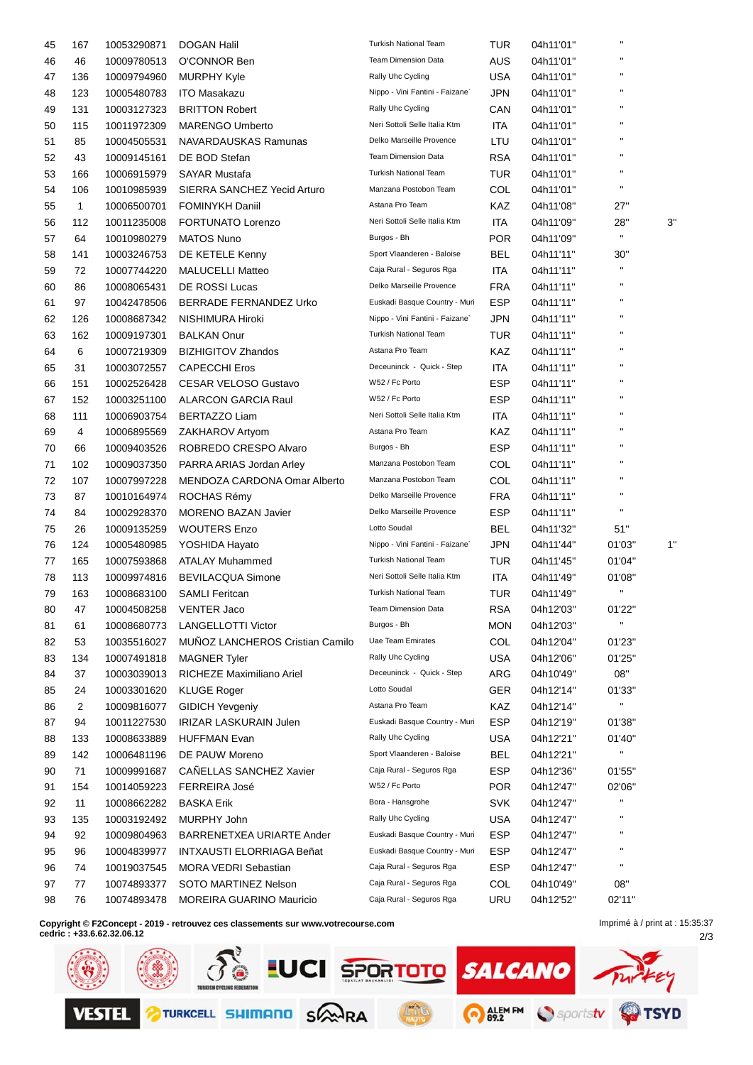| | | | | | | | | |
|---|---|---|---|---|---|---|---|---|
| 45 | 167 | 10053290871 | DOGAN Halil | Turkish National Team | TUR | 04h11'01'' | " | |
| 46 | 46 | 10009780513 | O'CONNOR Ben | Team Dimension Data | AUS | 04h11'01'' | " | |
| 47 | 136 | 10009794960 | MURPHY Kyle | Rally Uhc Cycling | USA | 04h11'01'' | " | |
| 48 | 123 | 10005480783 | ITO Masakazu | Nippo - Vini Fantini - Faizane` | JPN | 04h11'01'' | " | |
| 49 | 131 | 10003127323 | BRITTON Robert | Rally Uhc Cycling | CAN | 04h11'01'' | " | |
| 50 | 115 | 10011972309 | MARENGO Umberto | Neri Sottoli Selle Italia Ktm | ITA | 04h11'01'' | " | |
| 51 | 85 | 10004505531 | NAVARDAUSKAS Ramunas | Delko Marseille Provence | LTU | 04h11'01'' | " | |
| 52 | 43 | 10009145161 | DE BOD Stefan | Team Dimension Data | RSA | 04h11'01'' | " | |
| 53 | 166 | 10006915979 | SAYAR Mustafa | Turkish National Team | TUR | 04h11'01'' | " | |
| 54 | 106 | 10010985939 | SIERRA SANCHEZ Yecid Arturo | Manzana Postobon Team | COL | 04h11'01'' | " | |
| 55 | 1 | 10006500701 | FOMINYKH Daniil | Astana Pro Team | KAZ | 04h11'08'' | 27'' | |
| 56 | 112 | 10011235008 | FORTUNATO Lorenzo | Neri Sottoli Selle Italia Ktm | ITA | 04h11'09'' | 28'' | 3'' |
| 57 | 64 | 10010980279 | MATOS Nuno | Burgos - Bh | POR | 04h11'09'' | " | |
| 58 | 141 | 10003246753 | DE KETELE Kenny | Sport Vlaanderen - Baloise | BEL | 04h11'11'' | 30'' | |
| 59 | 72 | 10007744220 | MALUCELLI Matteo | Caja Rural - Seguros Rga | ITA | 04h11'11'' | " | |
| 60 | 86 | 10008065431 | DE ROSSI Lucas | Delko Marseille Provence | FRA | 04h11'11'' | " | |
| 61 | 97 | 10042478506 | BERRADE FERNANDEZ Urko | Euskadi Basque Country - Muri | ESP | 04h11'11'' | " | |
| 62 | 126 | 10008687342 | NISHIMURA Hiroki | Nippo - Vini Fantini - Faizane` | JPN | 04h11'11'' | " | |
| 63 | 162 | 10009197301 | BALKAN Onur | Turkish National Team | TUR | 04h11'11'' | " | |
| 64 | 6 | 10007219309 | BIZHIGITOV Zhandos | Astana Pro Team | KAZ | 04h11'11'' | " | |
| 65 | 31 | 10003072557 | CAPECCHI Eros | Deceuninck - Quick - Step | ITA | 04h11'11'' | " | |
| 66 | 151 | 10002526428 | CESAR VELOSO Gustavo | W52 / Fc Porto | ESP | 04h11'11'' | " | |
| 67 | 152 | 10003251100 | ALARCON GARCIA Raul | W52 / Fc Porto | ESP | 04h11'11'' | " | |
| 68 | 111 | 10006903754 | BERTAZZO Liam | Neri Sottoli Selle Italia Ktm | ITA | 04h11'11'' | " | |
| 69 | 4 | 10006895569 | ZAKHAROV Artyom | Astana Pro Team | KAZ | 04h11'11'' | " | |
| 70 | 66 | 10009403526 | ROBREDO CRESPO Alvaro | Burgos - Bh | ESP | 04h11'11'' | " | |
| 71 | 102 | 10009037350 | PARRA ARIAS Jordan Arley | Manzana Postobon Team | COL | 04h11'11'' | " | |
| 72 | 107 | 10007997228 | MENDOZA CARDONA Omar Alberto | Manzana Postobon Team | COL | 04h11'11'' | " | |
| 73 | 87 | 10010164974 | ROCHAS Rémy | Delko Marseille Provence | FRA | 04h11'11'' | " | |
| 74 | 84 | 10002928370 | MORENO BAZAN Javier | Delko Marseille Provence | ESP | 04h11'11'' | " | |
| 75 | 26 | 10009135259 | WOUTERS Enzo | Lotto Soudal | BEL | 04h11'32'' | 51'' | |
| 76 | 124 | 10005480985 | YOSHIDA Hayato | Nippo - Vini Fantini - Faizane` | JPN | 04h11'44'' | 01'03'' | 1'' |
| 77 | 165 | 10007593868 | ATALAY Muhammed | Turkish National Team | TUR | 04h11'45'' | 01'04'' | |
| 78 | 113 | 10009974816 | BEVILACQUA Simone | Neri Sottoli Selle Italia Ktm | ITA | 04h11'49'' | 01'08'' | |
| 79 | 163 | 10008683100 | SAMLI Feritcan | Turkish National Team | TUR | 04h11'49'' | " | |
| 80 | 47 | 10004508258 | VENTER Jaco | Team Dimension Data | RSA | 04h12'03'' | 01'22'' | |
| 81 | 61 | 10008680773 | LANGELLOTTI Victor | Burgos - Bh | MON | 04h12'03'' | " | |
| 82 | 53 | 10035516027 | MUÑOZ LANCHEROS Cristian Camilo | Uae Team Emirates | COL | 04h12'04'' | 01'23'' | |
| 83 | 134 | 10007491818 | MAGNER Tyler | Rally Uhc Cycling | USA | 04h12'06'' | 01'25'' | |
| 84 | 37 | 10003039013 | RICHEZE Maximiliano Ariel | Deceuninck - Quick - Step | ARG | 04h10'49'' | 08'' | |
| 85 | 24 | 10003301620 | KLUGE Roger | Lotto Soudal | GER | 04h12'14'' | 01'33'' | |
| 86 | 2 | 10009816077 | GIDICH Yevgeniy | Astana Pro Team | KAZ | 04h12'14'' | " | |
| 87 | 94 | 10011227530 | IRIZAR LASKURAIN Julen | Euskadi Basque Country - Muri | ESP | 04h12'19'' | 01'38'' | |
| 88 | 133 | 10008633889 | HUFFMAN Evan | Rally Uhc Cycling | USA | 04h12'21'' | 01'40'' | |
| 89 | 142 | 10006481196 | DE PAUW Moreno | Sport Vlaanderen - Baloise | BEL | 04h12'21'' | " | |
| 90 | 71 | 10009991687 | CAÑELLAS SANCHEZ Xavier | Caja Rural - Seguros Rga | ESP | 04h12'36'' | 01'55'' | |
| 91 | 154 | 10014059223 | FERREIRA José | W52 / Fc Porto | POR | 04h12'47'' | 02'06'' | |
| 92 | 11 | 10008662282 | BASKA Erik | Bora - Hansgrohe | SVK | 04h12'47'' | " | |
| 93 | 135 | 10003192492 | MURPHY John | Rally Uhc Cycling | USA | 04h12'47'' | " | |
| 94 | 92 | 10009804963 | BARRENETXEA URIARTE Ander | Euskadi Basque Country - Muri | ESP | 04h12'47'' | " | |
| 95 | 96 | 10004839977 | INTXAUSTI ELORRIAGA Beñat | Euskadi Basque Country - Muri | ESP | 04h12'47'' | " | |
| 96 | 74 | 10019037545 | MORA VEDRI Sebastian | Caja Rural - Seguros Rga | ESP | 04h12'47'' | " | |
| 97 | 77 | 10074893377 | SOTO MARTINEZ Nelson | Caja Rural - Seguros Rga | COL | 04h10'49'' | 08'' | |
| 98 | 76 | 10074893478 | MOREIRA GUARINO Mauricio | Caja Rural - Seguros Rga | URU | 04h12'52'' | 02'11'' | |

**Copyright © F2Concept - 2019 - retrouvez ces classements sur www.votrecourse.com**
**cedric : +33.6.62.32.06.12**

Imprimé à / print at : 15:35:37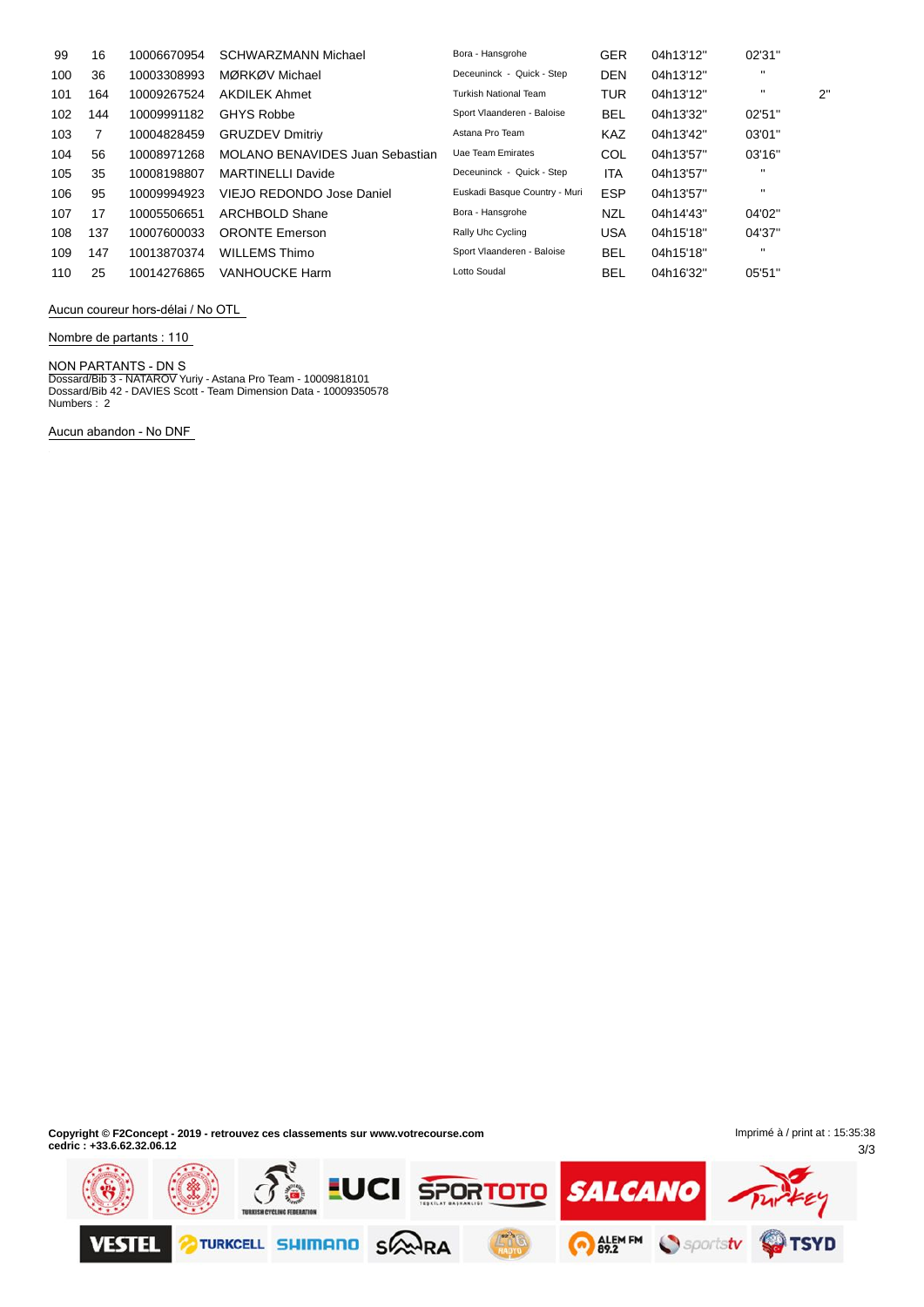| | | | | | | | | |
|---|---|---|---|---|---|---|---|---|
| 99 | 16 | 10006670954 | SCHWARZMANN Michael | Bora - Hansgrohe | GER | 04h13'12'' | 02'31'' | |
| 100 | 36 | 10003308993 | MØRKØV Michael | Deceuninck - Quick - Step | DEN | 04h13'12'' | " | |
| 101 | 164 | 10009267524 | AKDILEK Ahmet | Turkish National Team | TUR | 04h13'12'' | " | 2'' |
| 102 | 144 | 10009991182 | GHYS Robbe | Sport Vlaanderen - Baloise | BEL | 04h13'32'' | 02'51'' | |
| 103 | 7 | 10004828459 | GRUZDEV Dmitriy | Astana Pro Team | KAZ | 04h13'42'' | 03'01'' | |
| 104 | 56 | 10008971268 | MOLANO BENAVIDES Juan Sebastian | Uae Team Emirates | COL | 04h13'57'' | 03'16'' | |
| 105 | 35 | 10008198807 | MARTINELLI Davide | Deceuninck - Quick - Step | ITA | 04h13'57'' | " | |
| 106 | 95 | 10009994923 | VIEJO REDONDO Jose Daniel | Euskadi Basque Country - Muri | ESP | 04h13'57'' | " | |
| 107 | 17 | 10005506651 | ARCHBOLD Shane | Bora - Hansgrohe | NZL | 04h14'43'' | 04'02'' | |
| 108 | 137 | 10007600033 | ORONTE Emerson | Rally Uhc Cycling | USA | 04h15'18'' | 04'37'' | |
| 109 | 147 | 10013870374 | WILLEMS Thimo | Sport Vlaanderen - Baloise | BEL | 04h15'18'' | " | |
| 110 | 25 | 10014276865 | VANHOUCKE Harm | Lotto Soudal | BEL | 04h16'32'' | 05'51'' | |

Aucun coureur hors-délai / No OTL

Nombre de partants : 110

NON PARTANTS - DN S
Dossard/Bib 3 - NATAROV Yuriy - Astana Pro Team - 10009818101
Dossard/Bib 42 - DAVIES Scott - Team Dimension Data - 10009350578
Numbers : 2

Aucun abandon - No DNF

**Copyright © F2Concept - 2019 - retrouvez ces classements sur www.votrecourse.com**
**cedric : +33.6.62.32.06.12**

Imprimé à / print at : 15:35:38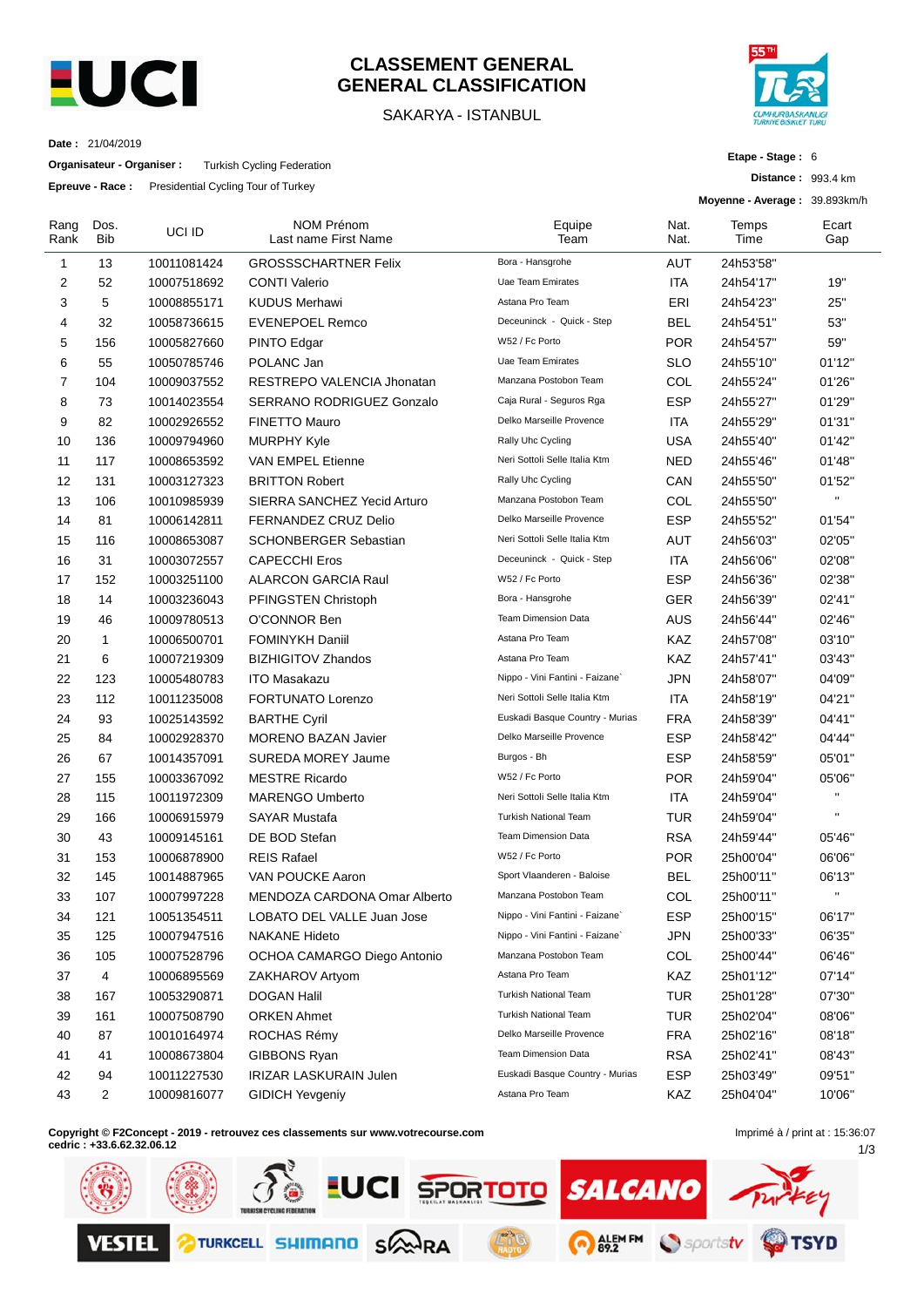# CLASSEMENT GENERAL
# GENERAL CLASSIFICATION

SAKARYA - ISTANBUL

**Date :** 21/04/2019

**Organisateur - Organiser :** Turkish Cycling Federation

**Epreuve - Race :** Presidential Cycling Tour of Turkey

**Etape - Stage :** 6

**Distance :** 993.4 km

**Moyenne - Average :** 39.893km/h

| Rang Rank | Dos. Bib | UCI ID | NOM Prénom Last name First Name | Equipe Team | Nat. Nat. | Temps Time | Ecart Gap |
|---|---|---|---|---|---|---|---|
| 1 | 13 | 10011081424 | GROSSSCHARTNER Felix | Bora - Hansgrohe | AUT | 24h53'58" | |
| 2 | 52 | 10007518692 | CONTI Valerio | Uae Team Emirates | ITA | 24h54'17" | 19" |
| 3 | 5 | 10008855171 | KUDUS Merhawi | Astana Pro Team | ERI | 24h54'23" | 25" |
| 4 | 32 | 10058736615 | EVENEPOEL Remco | Deceuninck - Quick - Step | BEL | 24h54'51" | 53" |
| 5 | 156 | 10005827660 | PINTO Edgar | W52 / Fc Porto | POR | 24h54'57" | 59" |
| 6 | 55 | 10050785746 | POLANC Jan | Uae Team Emirates | SLO | 24h55'10" | 01'12" |
| 7 | 104 | 10009037552 | RESTREPO VALENCIA Jhonatan | Manzana Postobon Team | COL | 24h55'24" | 01'26" |
| 8 | 73 | 10014023554 | SERRANO RODRIGUEZ Gonzalo | Caja Rural - Seguros Rga | ESP | 24h55'27" | 01'29" |
| 9 | 82 | 10002926552 | FINETTO Mauro | Delko Marseille Provence | ITA | 24h55'29" | 01'31" |
| 10 | 136 | 10009794960 | MURPHY Kyle | Rally Uhc Cycling | USA | 24h55'40" | 01'42" |
| 11 | 117 | 10008653592 | VAN EMPEL Etienne | Neri Sottoli Selle Italia Ktm | NED | 24h55'46" | 01'48" |
| 12 | 131 | 10003127323 | BRITTON Robert | Rally Uhc Cycling | CAN | 24h55'50" | 01'52" |
| 13 | 106 | 10010985939 | SIERRA SANCHEZ Yecid Arturo | Manzana Postobon Team | COL | 24h55'50" | " |
| 14 | 81 | 10006142811 | FERNANDEZ CRUZ Delio | Delko Marseille Provence | ESP | 24h55'52" | 01'54" |
| 15 | 116 | 10008653087 | SCHONBERGER Sebastian | Neri Sottoli Selle Italia Ktm | AUT | 24h56'03" | 02'05" |
| 16 | 31 | 10003072557 | CAPECCHI Eros | Deceuninck - Quick - Step | ITA | 24h56'06" | 02'08" |
| 17 | 152 | 10003251100 | ALARCON GARCIA Raul | W52 / Fc Porto | ESP | 24h56'36" | 02'38" |
| 18 | 14 | 10003236043 | PFINGSTEN Christoph | Bora - Hansgrohe | GER | 24h56'39" | 02'41" |
| 19 | 46 | 10009780513 | O'CONNOR Ben | Team Dimension Data | AUS | 24h56'44" | 02'46" |
| 20 | 1 | 10006500701 | FOMINYKH Daniil | Astana Pro Team | KAZ | 24h57'08" | 03'10" |
| 21 | 6 | 10007219309 | BIZHIGITOV Zhandos | Astana Pro Team | KAZ | 24h57'41" | 03'43" |
| 22 | 123 | 10005480783 | ITO Masakazu | Nippo - Vini Fantini - Faizane` | JPN | 24h58'07" | 04'09" |
| 23 | 112 | 10011235008 | FORTUNATO Lorenzo | Neri Sottoli Selle Italia Ktm | ITA | 24h58'19" | 04'21" |
| 24 | 93 | 10025143592 | BARTHE Cyril | Euskadi Basque Country - Murias | FRA | 24h58'39" | 04'41" |
| 25 | 84 | 10002928370 | MORENO BAZAN Javier | Delko Marseille Provence | ESP | 24h58'42" | 04'44" |
| 26 | 67 | 10014357091 | SUREDA MOREY Jaume | Burgos - Bh | ESP | 24h58'59" | 05'01" |
| 27 | 155 | 10003367092 | MESTRE Ricardo | W52 / Fc Porto | POR | 24h59'04" | 05'06" |
| 28 | 115 | 10011972309 | MARENGO Umberto | Neri Sottoli Selle Italia Ktm | ITA | 24h59'04" | " |
| 29 | 166 | 10006915979 | SAYAR Mustafa | Turkish National Team | TUR | 24h59'04" | " |
| 30 | 43 | 10009145161 | DE BOD Stefan | Team Dimension Data | RSA | 24h59'44" | 05'46" |
| 31 | 153 | 10006878900 | REIS Rafael | W52 / Fc Porto | POR | 25h00'04" | 06'06" |
| 32 | 145 | 10014887965 | VAN POUCKE Aaron | Sport Vlaanderen - Baloise | BEL | 25h00'11" | 06'13" |
| 33 | 107 | 10007997228 | MENDOZA CARDONA Omar Alberto | Manzana Postobon Team | COL | 25h00'11" | " |
| 34 | 121 | 10051354511 | LOBATO DEL VALLE Juan Jose | Nippo - Vini Fantini - Faizane` | ESP | 25h00'15" | 06'17" |
| 35 | 125 | 10007947516 | NAKANE Hideto | Nippo - Vini Fantini - Faizane` | JPN | 25h00'33" | 06'35" |
| 36 | 105 | 10007528796 | OCHOA CAMARGO Diego Antonio | Manzana Postobon Team | COL | 25h00'44" | 06'46" |
| 37 | 4 | 10006895569 | ZAKHAROV Artyom | Astana Pro Team | KAZ | 25h01'12" | 07'14" |
| 38 | 167 | 10053290871 | DOGAN Halil | Turkish National Team | TUR | 25h01'28" | 07'30" |
| 39 | 161 | 10007508790 | ORKEN Ahmet | Turkish National Team | TUR | 25h02'04" | 08'06" |
| 40 | 87 | 10010164974 | ROCHAS Rémy | Delko Marseille Provence | FRA | 25h02'16" | 08'18" |
| 41 | 41 | 10008673804 | GIBBONS Ryan | Team Dimension Data | RSA | 25h02'41" | 08'43" |
| 42 | 94 | 10011227530 | IRIZAR LASKURAIN Julen | Euskadi Basque Country - Murias | ESP | 25h03'49" | 09'51" |
| 43 | 2 | 10009816077 | GIDICH Yevgeniy | Astana Pro Team | KAZ | 25h04'04" | 10'06" |

**Copyright © F2Concept - 2019 - retrouvez ces classements sur www.votrecourse.com**
**cedric : +33.6.62.32.06.12**

Imprimé à / print at : 15:36:07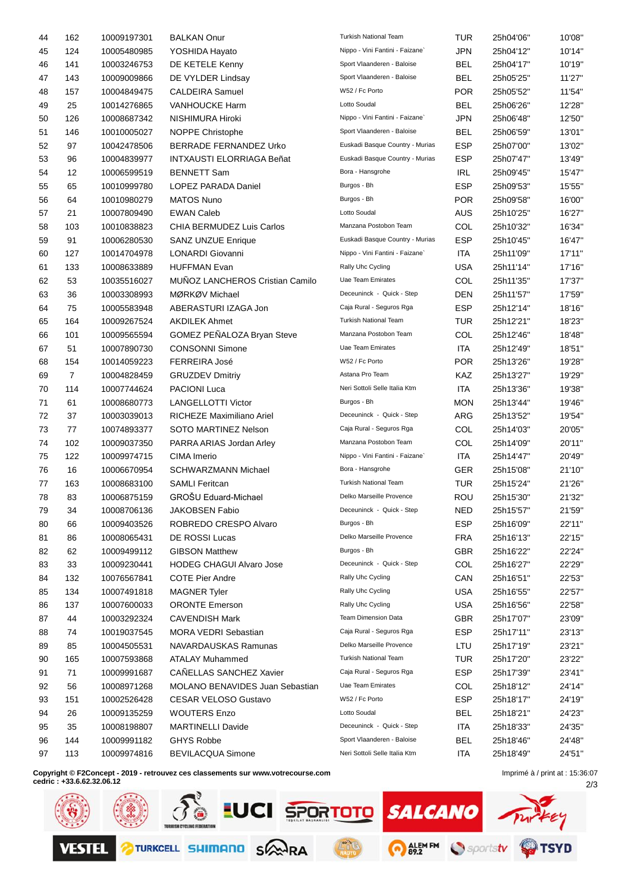| 44 | 162 | 10009197301 | BALKAN Onur | Turkish National Team | TUR | 25h04'06" | 10'08" |
|---|---|---|---|---|---|---|---|
| 45 | 124 | 10005480985 | YOSHIDA Hayato | Nippo - Vini Fantini - Faizane` | JPN | 25h04'12" | 10'14" |
| 46 | 141 | 10003246753 | DE KETELE Kenny | Sport Vlaanderen - Baloise | BEL | 25h04'17" | 10'19" |
| 47 | 143 | 10009009866 | DE VYLDER Lindsay | Sport Vlaanderen - Baloise | BEL | 25h05'25" | 11'27" |
| 48 | 157 | 10004849475 | CALDEIRA Samuel | W52 / Fc Porto | POR | 25h05'52" | 11'54" |
| 49 | 25 | 10014276865 | VANHOUCKE Harm | Lotto Soudal | BEL | 25h06'26" | 12'28" |
| 50 | 126 | 10008687342 | NISHIMURA Hiroki | Nippo - Vini Fantini - Faizane` | JPN | 25h06'48" | 12'50" |
| 51 | 146 | 10010005027 | NOPPE Christophe | Sport Vlaanderen - Baloise | BEL | 25h06'59" | 13'01" |
| 52 | 97 | 10042478506 | BERRADE FERNANDEZ Urko | Euskadi Basque Country - Murias | ESP | 25h07'00" | 13'02" |
| 53 | 96 | 10004839977 | INTXAUSTI ELORRIAGA Beñat | Euskadi Basque Country - Murias | ESP | 25h07'47" | 13'49" |
| 54 | 12 | 10006599519 | BENNETT Sam | Bora - Hansgrohe | IRL | 25h09'45" | 15'47" |
| 55 | 65 | 10010999780 | LOPEZ PARADA Daniel | Burgos - Bh | ESP | 25h09'53" | 15'55" |
| 56 | 64 | 10010980279 | MATOS Nuno | Burgos - Bh | POR | 25h09'58" | 16'00" |
| 57 | 21 | 10007809490 | EWAN Caleb | Lotto Soudal | AUS | 25h10'25" | 16'27" |
| 58 | 103 | 10010838823 | CHIA BERMUDEZ Luis Carlos | Manzana Postobon Team | COL | 25h10'32" | 16'34" |
| 59 | 91 | 10006280530 | SANZ UNZUE Enrique | Euskadi Basque Country - Murias | ESP | 25h10'45" | 16'47" |
| 60 | 127 | 10014704978 | LONARDI Giovanni | Nippo - Vini Fantini - Faizane` | ITA | 25h11'09" | 17'11" |
| 61 | 133 | 10008633889 | HUFFMAN Evan | Rally Uhc Cycling | USA | 25h11'14" | 17'16" |
| 62 | 53 | 10035516027 | MUÑOZ LANCHEROS Cristian Camilo | Uae Team Emirates | COL | 25h11'35" | 17'37" |
| 63 | 36 | 10003308993 | MØRKØV Michael | Deceuninck - Quick - Step | DEN | 25h11'57" | 17'59" |
| 64 | 75 | 10005583948 | ABERASTURI IZAGA Jon | Caja Rural - Seguros Rga | ESP | 25h12'14" | 18'16" |
| 65 | 164 | 10009267524 | AKDILEK Ahmet | Turkish National Team | TUR | 25h12'21" | 18'23" |
| 66 | 101 | 10009565594 | GOMEZ PEÑALOZA Bryan Steve | Manzana Postobon Team | COL | 25h12'46" | 18'48" |
| 67 | 51 | 10007890730 | CONSONNI Simone | Uae Team Emirates | ITA | 25h12'49" | 18'51" |
| 68 | 154 | 10014059223 | FERREIRA José | W52 / Fc Porto | POR | 25h13'26" | 19'28" |
| 69 | 7 | 10004828459 | GRUZDEV Dmitriy | Astana Pro Team | KAZ | 25h13'27" | 19'29" |
| 70 | 114 | 10007744624 | PACIONI Luca | Neri Sottoli Selle Italia Ktm | ITA | 25h13'36" | 19'38" |
| 71 | 61 | 10008680773 | LANGELLOTTI Victor | Burgos - Bh | MON | 25h13'44" | 19'46" |
| 72 | 37 | 10003039013 | RICHEZE Maximiliano Ariel | Deceuninck - Quick - Step | ARG | 25h13'52" | 19'54" |
| 73 | 77 | 10074893377 | SOTO MARTINEZ Nelson | Caja Rural - Seguros Rga | COL | 25h14'03" | 20'05" |
| 74 | 102 | 10009037350 | PARRA ARIAS Jordan Arley | Manzana Postobon Team | COL | 25h14'09" | 20'11" |
| 75 | 122 | 10009974715 | CIMA Imerio | Nippo - Vini Fantini - Faizane` | ITA | 25h14'47" | 20'49" |
| 76 | 16 | 10006670954 | SCHWARZMANN Michael | Bora - Hansgrohe | GER | 25h15'08" | 21'10" |
| 77 | 163 | 10008683100 | SAMLI Feritcan | Turkish National Team | TUR | 25h15'24" | 21'26" |
| 78 | 83 | 10006875159 | GROŠU Eduard-Michael | Delko Marseille Provence | ROU | 25h15'30" | 21'32" |
| 79 | 34 | 10008706136 | JAKOBSEN Fabio | Deceuninck - Quick - Step | NED | 25h15'57" | 21'59" |
| 80 | 66 | 10009403526 | ROBREDO CRESPO Alvaro | Burgos - Bh | ESP | 25h16'09" | 22'11" |
| 81 | 86 | 10008065431 | DE ROSSI Lucas | Delko Marseille Provence | FRA | 25h16'13" | 22'15" |
| 82 | 62 | 10009499112 | GIBSON Matthew | Burgos - Bh | GBR | 25h16'22" | 22'24" |
| 83 | 33 | 10009230441 | HODEG CHAGUI Alvaro Jose | Deceuninck - Quick - Step | COL | 25h16'27" | 22'29" |
| 84 | 132 | 10076567841 | COTE Pier Andre | Rally Uhc Cycling | CAN | 25h16'51" | 22'53" |
| 85 | 134 | 10007491818 | MAGNER Tyler | Rally Uhc Cycling | USA | 25h16'55" | 22'57" |
| 86 | 137 | 10007600033 | ORONTE Emerson | Rally Uhc Cycling | USA | 25h16'56" | 22'58" |
| 87 | 44 | 10003292324 | CAVENDISH Mark | Team Dimension Data | GBR | 25h17'07" | 23'09" |
| 88 | 74 | 10019037545 | MORA VEDRI Sebastian | Caja Rural - Seguros Rga | ESP | 25h17'11" | 23'13" |
| 89 | 85 | 10004505531 | NAVARDAUSKAS Ramunas | Delko Marseille Provence | LTU | 25h17'19" | 23'21" |
| 90 | 165 | 10007593868 | ATALAY Muhammed | Turkish National Team | TUR | 25h17'20" | 23'22" |
| 91 | 71 | 10009991687 | CAÑELLAS SANCHEZ Xavier | Caja Rural - Seguros Rga | ESP | 25h17'39" | 23'41" |
| 92 | 56 | 10008971268 | MOLANO BENAVIDES Juan Sebastian | Uae Team Emirates | COL | 25h18'12" | 24'14" |
| 93 | 151 | 10002526428 | CESAR VELOSO Gustavo | W52 / Fc Porto | ESP | 25h18'17" | 24'19" |
| 94 | 26 | 10009135259 | WOUTERS Enzo | Lotto Soudal | BEL | 25h18'21" | 24'23" |
| 95 | 35 | 10008198807 | MARTINELLI Davide | Deceuninck - Quick - Step | ITA | 25h18'33" | 24'35" |
| 96 | 144 | 10009991182 | GHYS Robbe | Sport Vlaanderen - Baloise | BEL | 25h18'46" | 24'48" |
| 97 | 113 | 10009974816 | BEVILACQUA Simone | Neri Sottoli Selle Italia Ktm | ITA | 25h18'49" | 24'51" |

**Copyright © F2Concept - 2019 - retrouvez ces classements sur www.votrecourse.com**
**cedric : +33.6.62.32.06.12**

Imprimé à / print at : 15:36:07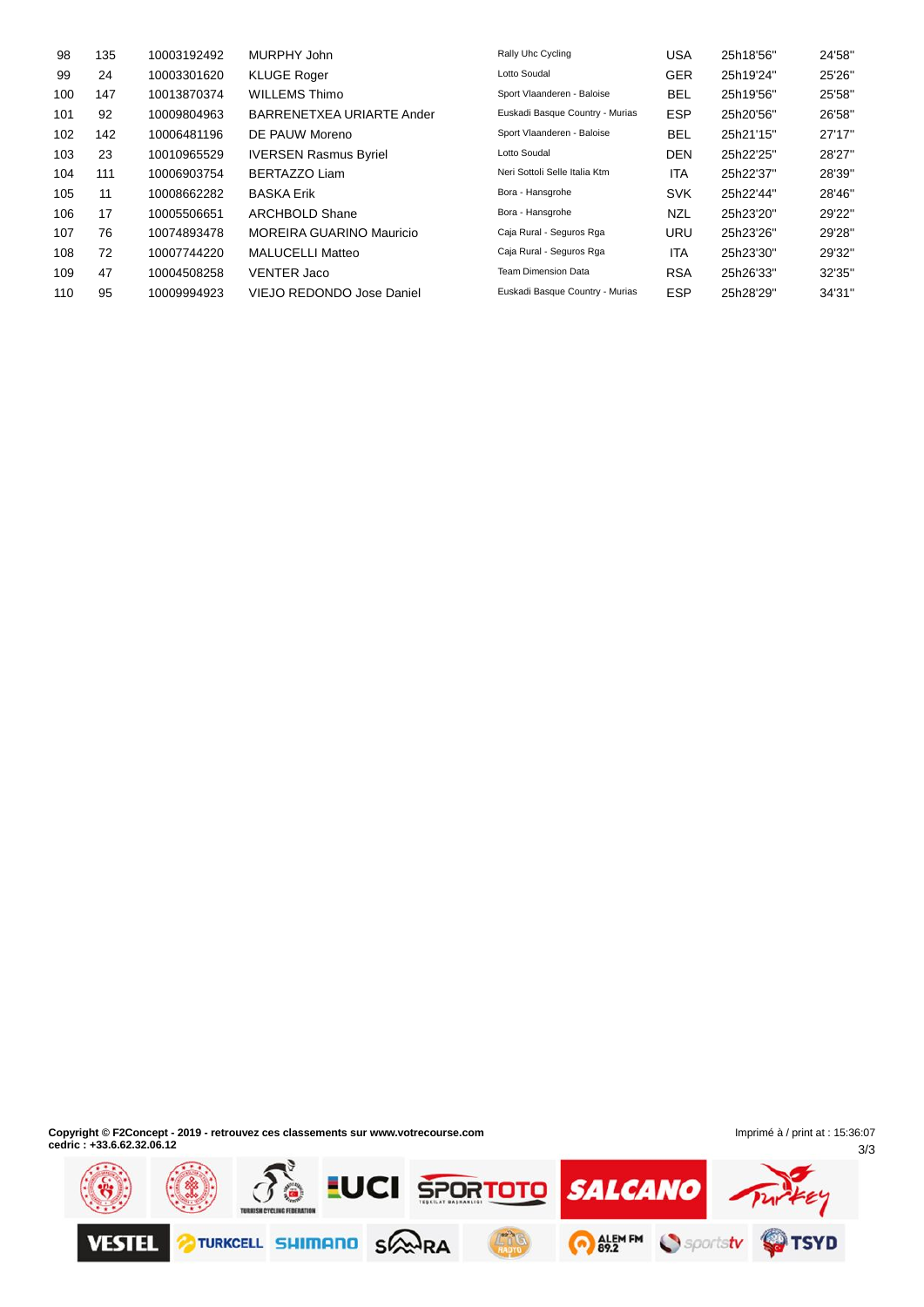| | | | | | | | |
|---|---|---|---|---|---|---|---|
| 98 | 135 | 10003192492 | MURPHY John | Rally Uhc Cycling | USA | 25h18'56'' | 24'58'' |
| 99 | 24 | 10003301620 | KLUGE Roger | Lotto Soudal | GER | 25h19'24'' | 25'26'' |
| 100 | 147 | 10013870374 | WILLEMS Thimo | Sport Vlaanderen - Baloise | BEL | 25h19'56'' | 25'58'' |
| 101 | 92 | 10009804963 | BARRENETXEA URIARTE Ander | Euskadi Basque Country - Murias | ESP | 25h20'56'' | 26'58'' |
| 102 | 142 | 10006481196 | DE PAUW Moreno | Sport Vlaanderen - Baloise | BEL | 25h21'15'' | 27'17'' |
| 103 | 23 | 10010965529 | IVERSEN Rasmus Byriel | Lotto Soudal | DEN | 25h22'25'' | 28'27'' |
| 104 | 111 | 10006903754 | BERTAZZO Liam | Neri Sottoli Selle Italia Ktm | ITA | 25h22'37'' | 28'39'' |
| 105 | 11 | 10008662282 | BASKA Erik | Bora - Hansgrohe | SVK | 25h22'44'' | 28'46'' |
| 106 | 17 | 10005506651 | ARCHBOLD Shane | Bora - Hansgrohe | NZL | 25h23'20'' | 29'22'' |
| 107 | 76 | 10074893478 | MOREIRA GUARINO Mauricio | Caja Rural - Seguros Rga | URU | 25h23'26'' | 29'28'' |
| 108 | 72 | 10007744220 | MALUCELLI Matteo | Caja Rural - Seguros Rga | ITA | 25h23'30'' | 29'32'' |
| 109 | 47 | 10004508258 | VENTER Jaco | Team Dimension Data | RSA | 25h26'33'' | 32'35'' |
| 110 | 95 | 10009994923 | VIEJO REDONDO Jose Daniel | Euskadi Basque Country - Murias | ESP | 25h28'29'' | 34'31'' |

**Copyright © F2Concept - 2019 - retrouvez ces classements sur www.votrecourse.com**
**cedric : +33.6.62.32.06.12**

Imprimé à / print at : 15:36:07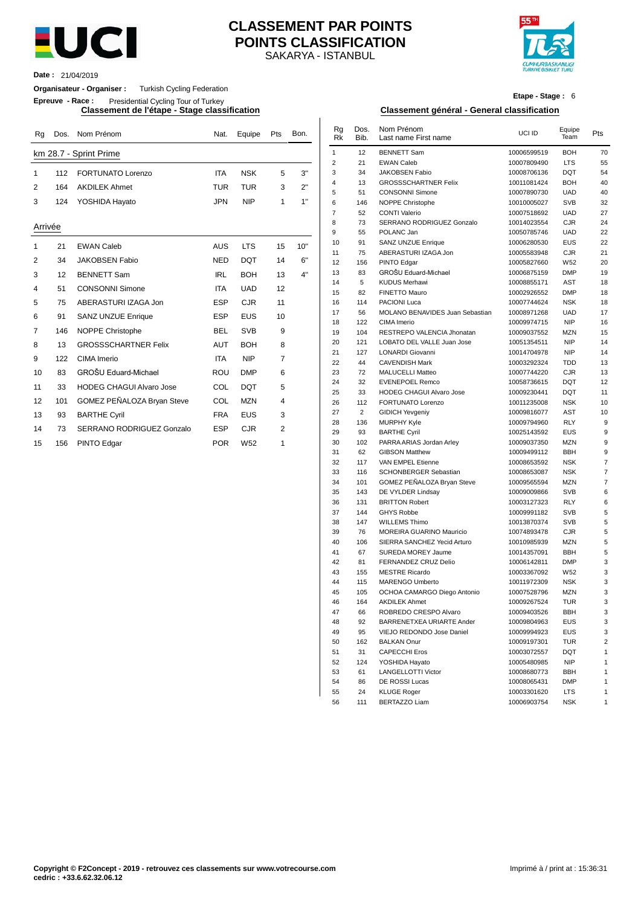# CLASSEMENT PAR POINTS
# POINTS CLASSIFICATION

SAKARYA - ISTANBUL

**Date :** 21/04/2019

**Organisateur - Organiser :** Turkish Cycling Federation

**Epreuve - Race :** Presidential Cycling Tour of Turkey

**Etape - Stage :** 6

## Classement de l'étape - Stage classification

| Rg | Dos. | Nom Prénom | Nat. | Equipe | Pts | Bon. |
|---|---|---|---|---|---|---|
| **km 28.7 - Sprint Prime** | | | | | | |
| 1 | 112 | FORTUNATO Lorenzo | ITA | NSK | 5 | 3" |
| 2 | 164 | AKDILEK Ahmet | TUR | TUR | 3 | 2" |
| 3 | 124 | YOSHIDA Hayato | JPN | NIP | 1 | 1" |
| **Arrivée** | | | | | | |
| 1 | 21 | EWAN Caleb | AUS | LTS | 15 | 10" |
| 2 | 34 | JAKOBSEN Fabio | NED | DQT | 14 | 6" |
| 3 | 12 | BENNETT Sam | IRL | BOH | 13 | 4" |
| 4 | 51 | CONSONNI Simone | ITA | UAD | 12 | |
| 5 | 75 | ABERASTURI IZAGA Jon | ESP | CJR | 11 | |
| 6 | 91 | SANZ UNZUE Enrique | ESP | EUS | 10 | |
| 7 | 146 | NOPPE Christophe | BEL | SVB | 9 | |
| 8 | 13 | GROSSSCHARTNER Felix | AUT | BOH | 8 | |
| 9 | 122 | CIMA Imerio | ITA | NIP | 7 | |
| 10 | 83 | GROŠU Eduard-Michael | ROU | DMP | 6 | |
| 11 | 33 | HODEG CHAGUI Alvaro Jose | COL | DQT | 5 | |
| 12 | 101 | GOMEZ PEÑALOZA Bryan Steve | COL | MZN | 4 | |
| 13 | 93 | BARTHE Cyril | FRA | EUS | 3 | |
| 14 | 73 | SERRANO RODRIGUEZ Gonzalo | ESP | CJR | 2 | |
| 15 | 156 | PINTO Edgar | POR | W52 | 1 | |

## Classement général - General classification

| Rg Rk | Dos. Bib. | Nom Prénom Last name First name | UCI ID | Equipe Team | Pts |
|---|---|---|---|---|---|
| 1 | 12 | BENNETT Sam | 10006599519 | BOH | 70 |
| 2 | 21 | EWAN Caleb | 10007809490 | LTS | 55 |
| 3 | 34 | JAKOBSEN Fabio | 10008706136 | DQT | 54 |
| 4 | 13 | GROSSSCHARTNER Felix | 10011081424 | BOH | 40 |
| 5 | 51 | CONSONNI Simone | 10007890730 | UAD | 40 |
| 6 | 146 | NOPPE Christophe | 10010005027 | SVB | 32 |
| 7 | 52 | CONTI Valerio | 10007518692 | UAD | 27 |
| 8 | 73 | SERRANO RODRIGUEZ Gonzalo | 10014023554 | CJR | 24 |
| 9 | 55 | POLANC Jan | 10050785746 | UAD | 22 |
| 10 | 91 | SANZ UNZUE Enrique | 10006280530 | EUS | 22 |
| 11 | 75 | ABERASTURI IZAGA Jon | 10005583948 | CJR | 21 |
| 12 | 156 | PINTO Edgar | 10005827660 | W52 | 20 |
| 13 | 83 | GROŠU Eduard-Michael | 10006875159 | DMP | 19 |
| 14 | 5 | KUDUS Merhawi | 10008855171 | AST | 18 |
| 15 | 82 | FINETTO Mauro | 10002926552 | DMP | 18 |
| 16 | 114 | PACIONI Luca | 10007744624 | NSK | 18 |
| 17 | 56 | MOLANO BENAVIDES Juan Sebastian | 10008971268 | UAD | 17 |
| 18 | 122 | CIMA Imerio | 10009974715 | NIP | 16 |
| 19 | 104 | RESTREPO VALENCIA Jhonatan | 10009037552 | MZN | 15 |
| 20 | 121 | LOBATO DEL VALLE Juan Jose | 10051354511 | NIP | 14 |
| 21 | 127 | LONARDI Giovanni | 10014704978 | NIP | 14 |
| 22 | 44 | CAVENDISH Mark | 10003292324 | TDD | 13 |
| 23 | 72 | MALUCELLI Matteo | 10007744220 | CJR | 13 |
| 24 | 32 | EVENEPOEL Remco | 10058736615 | DQT | 12 |
| 25 | 33 | HODEG CHAGUI Alvaro Jose | 10009230441 | DQT | 11 |
| 26 | 112 | FORTUNATO Lorenzo | 10011235008 | NSK | 10 |
| 27 | 2 | GIDICH Yevgeniy | 10009816077 | AST | 10 |
| 28 | 136 | MURPHY Kyle | 10009794960 | RLY | 9 |
| 29 | 93 | BARTHE Cyril | 10025143592 | EUS | 9 |
| 30 | 102 | PARRA ARIAS Jordan Arley | 10009037350 | MZN | 9 |
| 31 | 62 | GIBSON Matthew | 10009499112 | BBH | 9 |
| 32 | 117 | VAN EMPEL Etienne | 10008653592 | NSK | 7 |
| 33 | 116 | SCHONBERGER Sebastian | 10008653087 | NSK | 7 |
| 34 | 101 | GOMEZ PEÑALOZA Bryan Steve | 10009565594 | MZN | 7 |
| 35 | 143 | DE VYLDER Lindsay | 10009009866 | SVB | 6 |
| 36 | 131 | BRITTON Robert | 10003127323 | RLY | 6 |
| 37 | 144 | GHYS Robbe | 10009991182 | SVB | 5 |
| 38 | 147 | WILLEMS Thimo | 10013870374 | SVB | 5 |
| 39 | 76 | MOREIRA GUARINO Mauricio | 10074893478 | CJR | 5 |
| 40 | 106 | SIERRA SANCHEZ Yecid Arturo | 10010985939 | MZN | 5 |
| 41 | 67 | SUREDA MOREY Jaume | 10014357091 | BBH | 5 |
| 42 | 81 | FERNANDEZ CRUZ Delio | 10006142811 | DMP | 3 |
| 43 | 155 | MESTRE Ricardo | 10003367092 | W52 | 3 |
| 44 | 115 | MARENGO Umberto | 10011972309 | NSK | 3 |
| 45 | 105 | OCHOA CAMARGO Diego Antonio | 10007528796 | MZN | 3 |
| 46 | 164 | AKDILEK Ahmet | 10009267524 | TUR | 3 |
| 47 | 66 | ROBREDO CRESPO Alvaro | 10009403526 | BBH | 3 |
| 48 | 92 | BARRENETXEA URIARTE Ander | 10009804963 | EUS | 3 |
| 49 | 95 | VIEJO REDONDO Jose Daniel | 10009994923 | EUS | 3 |
| 50 | 162 | BALKAN Onur | 10009197301 | TUR | 2 |
| 51 | 31 | CAPECCHI Eros | 10003072557 | DQT | 1 |
| 52 | 124 | YOSHIDA Hayato | 10005480985 | NIP | 1 |
| 53 | 61 | LANGELLOTTI Victor | 10008680773 | BBH | 1 |
| 54 | 86 | DE ROSSI Lucas | 10008065431 | DMP | 1 |
| 55 | 24 | KLUGE Roger | 10003301620 | LTS | 1 |
| 56 | 111 | BERTAZZO Liam | 10006903754 | NSK | 1 |

**Copyright © F2Concept - 2019 - retrouvez ces classements sur www.votrecourse.com**
**cedric : +33.6.62.32.06.12**

Imprimé à / print at : 15:36:31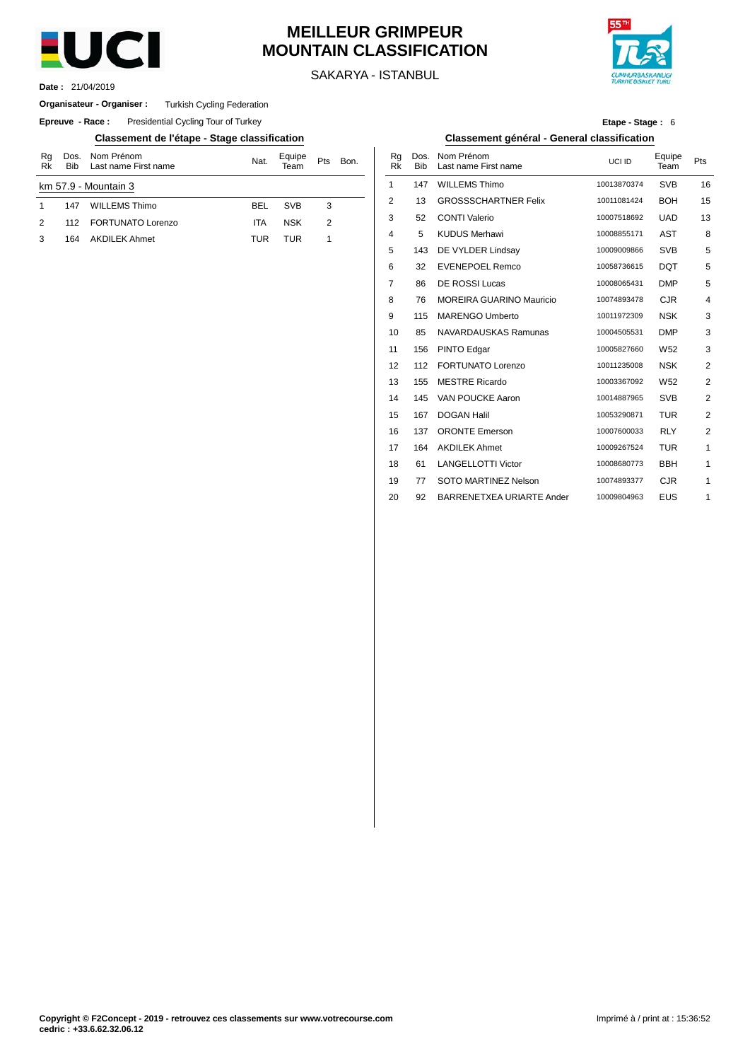# MEILLEUR GRIMPEUR
# MOUNTAIN CLASSIFICATION

SAKARYA - ISTANBUL

**Date :** 21/04/2019

**Organisateur - Organiser :** Turkish Cycling Federation

**Epreuve - Race :** Presidential Cycling Tour of Turkey

**Etape - Stage :** 6

## Classement de l'étape - Stage classification

km 57.9 - Mountain 3

| Rg Rk | Dos. Bib | Nom Prénom Last name First name | Nat. | Equipe Team | Pts | Bon. |
|---|---|---|---|---|---|---|
| 1 | 147 | WILLEMS Thimo | BEL | SVB | 3 | |
| 2 | 112 | FORTUNATO Lorenzo | ITA | NSK | 2 | |
| 3 | 164 | AKDILEK Ahmet | TUR | TUR | 1 | |

## Classement général - General classification

| Rg Rk | Dos. Bib | Nom Prénom Last name First name | UCI ID | Equipe Team | Pts |
|---|---|---|---|---|---|
| 1 | 147 | WILLEMS Thimo | 10013870374 | SVB | 16 |
| 2 | 13 | GROSSSCHARTNER Felix | 10011081424 | BOH | 15 |
| 3 | 52 | CONTI Valerio | 10007518692 | UAD | 13 |
| 4 | 5 | KUDUS Merhawi | 10008855171 | AST | 8 |
| 5 | 143 | DE VYLDER Lindsay | 10009009866 | SVB | 5 |
| 6 | 32 | EVENEPOEL Remco | 10058736615 | DQT | 5 |
| 7 | 86 | DE ROSSI Lucas | 10008065431 | DMP | 5 |
| 8 | 76 | MOREIRA GUARINO Mauricio | 10074893478 | CJR | 4 |
| 9 | 115 | MARENGO Umberto | 10011972309 | NSK | 3 |
| 10 | 85 | NAVARDAUSKAS Ramunas | 10004505531 | DMP | 3 |
| 11 | 156 | PINTO Edgar | 10005827660 | W52 | 3 |
| 12 | 112 | FORTUNATO Lorenzo | 10011235008 | NSK | 2 |
| 13 | 155 | MESTRE Ricardo | 10003367092 | W52 | 2 |
| 14 | 145 | VAN POUCKE Aaron | 10014887965 | SVB | 2 |
| 15 | 167 | DOGAN Halil | 10053290871 | TUR | 2 |
| 16 | 137 | ORONTE Emerson | 10007600033 | RLY | 2 |
| 17 | 164 | AKDILEK Ahmet | 10009267524 | TUR | 1 |
| 18 | 61 | LANGELLOTTI Victor | 10008680773 | BBH | 1 |
| 19 | 77 | SOTO MARTINEZ Nelson | 10074893377 | CJR | 1 |
| 20 | 92 | BARRENETXEA URIARTE Ander | 10009804963 | EUS | 1 |

**Copyright © F2Concept - 2019 - retrouvez ces classements sur www.votrecourse.com**
**cedric : +33.6.62.32.06.12**

Imprimé à / print at : 15:36:52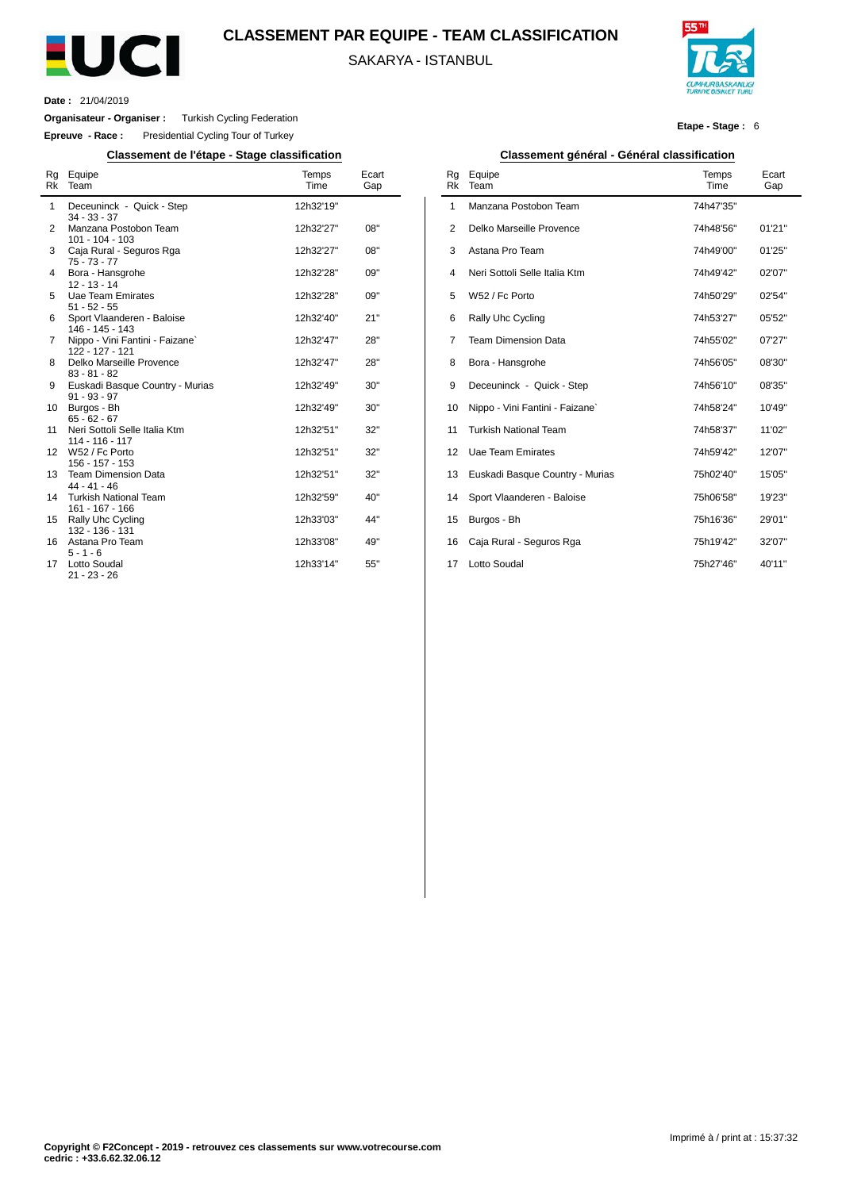# CLASSEMENT PAR EQUIPE - TEAM CLASSIFICATION

SAKARYA - ISTANBUL

**Date :** 21/04/2019

**Organisateur - Organiser :** Turkish Cycling Federation

**Epreuve - Race :** Presidential Cycling Tour of Turkey

**Etape - Stage :** 6

## Classement de l'étape - Stage classification

| Rg Rk | Equipe Team | Temps Time | Ecart Gap |
|---|---|---|---|
| 1 | Deceuninck - Quick - Step<br>34 - 33 - 37 | 12h32'19'' | |
| 2 | Manzana Postobon Team<br>101 - 104 - 103 | 12h32'27'' | 08'' |
| 3 | Caja Rural - Seguros Rga<br>75 - 73 - 77 | 12h32'27'' | 08'' |
| 4 | Bora - Hansgrohe<br>12 - 13 - 14 | 12h32'28'' | 09'' |
| 5 | Uae Team Emirates<br>51 - 52 - 55 | 12h32'28'' | 09'' |
| 6 | Sport Vlaanderen - Baloise<br>146 - 145 - 143 | 12h32'40'' | 21'' |
| 7 | Nippo - Vini Fantini - Faizane`<br>122 - 127 - 121 | 12h32'47'' | 28'' |
| 8 | Delko Marseille Provence<br>83 - 81 - 82 | 12h32'47'' | 28'' |
| 9 | Euskadi Basque Country - Murias<br>91 - 93 - 97 | 12h32'49'' | 30'' |
| 10 | Burgos - Bh<br>65 - 62 - 67 | 12h32'49'' | 30'' |
| 11 | Neri Sottoli Selle Italia Ktm<br>114 - 116 - 117 | 12h32'51'' | 32'' |
| 12 | W52 / Fc Porto<br>156 - 157 - 153 | 12h32'51'' | 32'' |
| 13 | Team Dimension Data<br>44 - 41 - 46 | 12h32'51'' | 32'' |
| 14 | Turkish National Team<br>161 - 167 - 166 | 12h32'59'' | 40'' |
| 15 | Rally Uhc Cycling<br>132 - 136 - 131 | 12h33'03'' | 44'' |
| 16 | Astana Pro Team<br>5 - 1 - 6 | 12h33'08'' | 49'' |
| 17 | Lotto Soudal<br>21 - 23 - 26 | 12h33'14'' | 55'' |

## Classement général - Général classification

| Rg Rk | Equipe Team | Temps Time | Ecart Gap |
|---|---|---|---|
| 1 | Manzana Postobon Team | 74h47'35'' | |
| 2 | Delko Marseille Provence | 74h48'56'' | 01'21'' |
| 3 | Astana Pro Team | 74h49'00'' | 01'25'' |
| 4 | Neri Sottoli Selle Italia Ktm | 74h49'42'' | 02'07'' |
| 5 | W52 / Fc Porto | 74h50'29'' | 02'54'' |
| 6 | Rally Uhc Cycling | 74h53'27'' | 05'52'' |
| 7 | Team Dimension Data | 74h55'02'' | 07'27'' |
| 8 | Bora - Hansgrohe | 74h56'05'' | 08'30'' |
| 9 | Deceuninck - Quick - Step | 74h56'10'' | 08'35'' |
| 10 | Nippo - Vini Fantini - Faizane` | 74h58'24'' | 10'49'' |
| 11 | Turkish National Team | 74h58'37'' | 11'02'' |
| 12 | Uae Team Emirates | 74h59'42'' | 12'07'' |
| 13 | Euskadi Basque Country - Murias | 75h02'40'' | 15'05'' |
| 14 | Sport Vlaanderen - Baloise | 75h06'58'' | 19'23'' |
| 15 | Burgos - Bh | 75h16'36'' | 29'01'' |
| 16 | Caja Rural - Seguros Rga | 75h19'42'' | 32'07'' |
| 17 | Lotto Soudal | 75h27'46'' | 40'11'' |

Imprimé à / print at : 15:37:32

**Copyright © F2Concept - 2019 - retrouvez ces classements sur www.votrecourse.com**
**cedric : +33.6.62.32.06.12**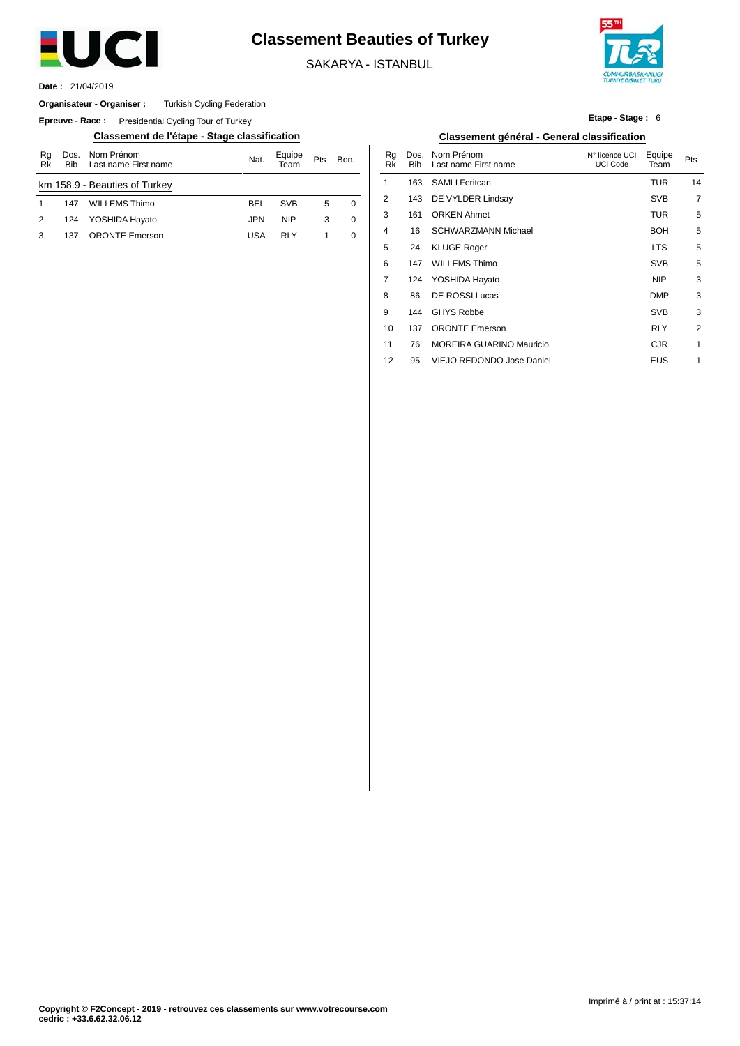# Classement Beauties of Turkey

SAKARYA - ISTANBUL

**Date :** 21/04/2019

**Organisateur - Organiser :** Turkish Cycling Federation

**Epreuve - Race :** Presidential Cycling Tour of Turkey

**Etape - Stage :** 6

## Classement de l'étape - Stage classification

km 158.9 - Beauties of Turkey

| Rg Rk | Dos. Bib | Nom Prénom Last name First name | Nat. | Equipe Team | Pts | Bon. |
|---|---|---|---|---|---|---|
| 1 | 147 | WILLEMS Thimo | BEL | SVB | 5 | 0 |
| 2 | 124 | YOSHIDA Hayato | JPN | NIP | 3 | 0 |
| 3 | 137 | ORONTE Emerson | USA | RLY | 1 | 0 |

## Classement général - General classification

| Rg Rk | Dos. Bib | Nom Prénom Last name First name | N° licence UCI UCI Code | Equipe Team | Pts |
|---|---|---|---|---|---|
| 1 | 163 | SAMLI Feritcan | | TUR | 14 |
| 2 | 143 | DE VYLDER Lindsay | | SVB | 7 |
| 3 | 161 | ORKEN Ahmet | | TUR | 5 |
| 4 | 16 | SCHWARZMANN Michael | | BOH | 5 |
| 5 | 24 | KLUGE Roger | | LTS | 5 |
| 6 | 147 | WILLEMS Thimo | | SVB | 5 |
| 7 | 124 | YOSHIDA Hayato | | NIP | 3 |
| 8 | 86 | DE ROSSI Lucas | | DMP | 3 |
| 9 | 144 | GHYS Robbe | | SVB | 3 |
| 10 | 137 | ORONTE Emerson | | RLY | 2 |
| 11 | 76 | MOREIRA GUARINO Mauricio | | CJR | 1 |
| 12 | 95 | VIEJO REDONDO Jose Daniel | | EUS | 1 |

**Copyright © F2Concept - 2019 - retrouvez ces classements sur www.votrecourse.com**
**cedric : +33.6.62.32.06.12**

Imprimé à / print at : 15:37:14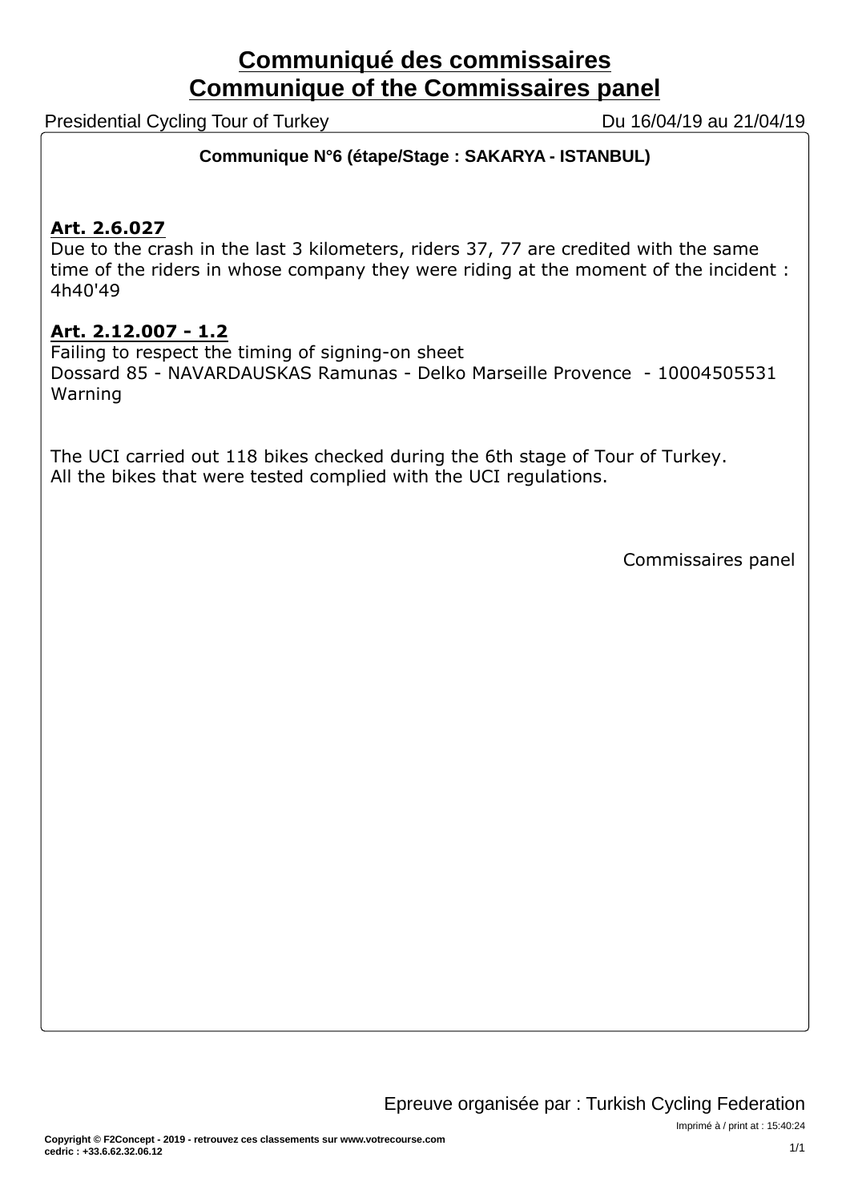# Communiqué des commissaires
# Communique of the Commissaires panel

Presidential Cycling Tour of Turkey — Du 16/04/19 au 21/04/19

**Communique N°6 (étape/Stage : SAKARYA - ISTANBUL)**

**Art. 2.6.027**

Due to the crash in the last 3 kilometers, riders 37, 77 are credited with the same time of the riders in whose company they were riding at the moment of the incident : 4h40'49

**Art. 2.12.007 - 1.2**

Failing to respect the timing of signing-on sheet
Dossard 85 - NAVARDAUSKAS Ramunas - Delko Marseille Provence - 10004505531
Warning

The UCI carried out 118 bikes checked during the 6th stage of Tour of Turkey.
All the bikes that were tested complied with the UCI regulations.

Commissaires panel

Epreuve organisée par : Turkish Cycling Federation

Imprimé à / print at : 15:40:24

Copyright © F2Concept - 2019 - retrouvez ces classements sur www.votrecourse.com
cedric : +33.6.62.32.06.12